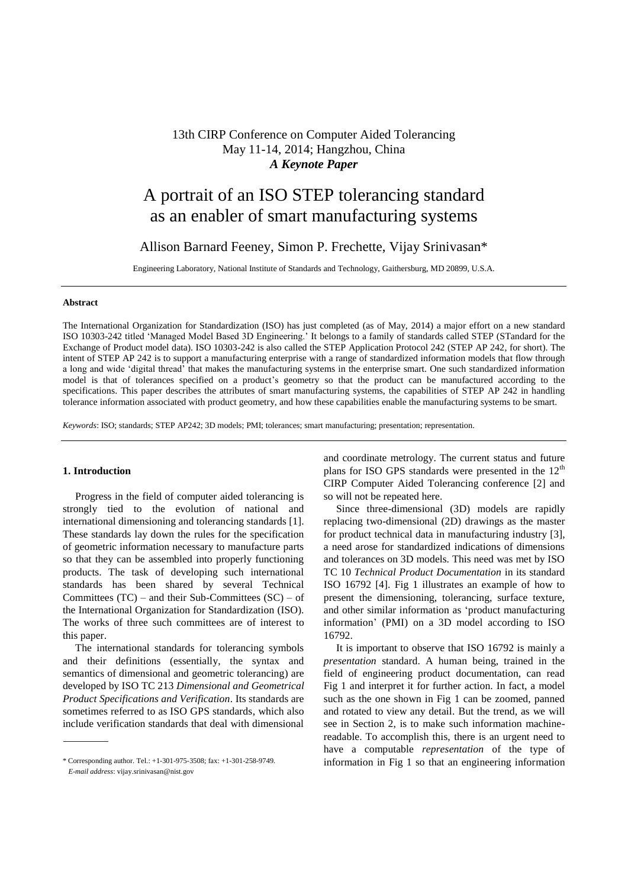13th CIRP Conference on Computer Aided Tolerancing
May 11-14, 2014; Hangzhou, China
***A Keynote Paper***

# A portrait of an ISO STEP tolerancing standard as an enabler of smart manufacturing systems

Allison Barnard Feeney, Simon P. Frechette, Vijay Srinivasan*

Engineering Laboratory, National Institute of Standards and Technology, Gaithersburg, MD 20899, U.S.A.

---

**Abstract**

The International Organization for Standardization (ISO) has just completed (as of May, 2014) a major effort on a new standard ISO 10303-242 titled 'Managed Model Based 3D Engineering.' It belongs to a family of standards called STEP (STandard for the Exchange of Product model data). ISO 10303-242 is also called the STEP Application Protocol 242 (STEP AP 242, for short). The intent of STEP AP 242 is to support a manufacturing enterprise with a range of standardized information models that flow through a long and wide 'digital thread' that makes the manufacturing systems in the enterprise smart. One such standardized information model is that of tolerances specified on a product's geometry so that the product can be manufactured according to the specifications. This paper describes the attributes of smart manufacturing systems, the capabilities of STEP AP 242 in handling tolerance information associated with product geometry, and how these capabilities enable the manufacturing systems to be smart.

*Keywords*: ISO; standards; STEP AP242; 3D models; PMI; tolerances; smart manufacturing; presentation; representation.

---

## 1. Introduction

Progress in the field of computer aided tolerancing is strongly tied to the evolution of national and international dimensioning and tolerancing standards [1]. These standards lay down the rules for the specification of geometric information necessary to manufacture parts so that they can be assembled into properly functioning products. The task of developing such international standards has been shared by several Technical Committees (TC) – and their Sub-Committees (SC) – of the International Organization for Standardization (ISO). The works of three such committees are of interest to this paper.

The international standards for tolerancing symbols and their definitions (essentially, the syntax and semantics of dimensional and geometric tolerancing) are developed by ISO TC 213 *Dimensional and Geometrical Product Specifications and Verification*. Its standards are sometimes referred to as ISO GPS standards, which also include verification standards that deal with dimensional and coordinate metrology. The current status and future plans for ISO GPS standards were presented in the 12th CIRP Computer Aided Tolerancing conference [2] and so will not be repeated here.

Since three-dimensional (3D) models are rapidly replacing two-dimensional (2D) drawings as the master for product technical data in manufacturing industry [3], a need arose for standardized indications of dimensions and tolerances on 3D models. This need was met by ISO TC 10 *Technical Product Documentation* in its standard ISO 16792 [4]. Fig 1 illustrates an example of how to present the dimensioning, tolerancing, surface texture, and other similar information as 'product manufacturing information' (PMI) on a 3D model according to ISO 16792.

It is important to observe that ISO 16792 is mainly a *presentation* standard. A human being, trained in the field of engineering product documentation, can read Fig 1 and interpret it for further action. In fact, a model such as the one shown in Fig 1 can be zoomed, panned and rotated to view any detail. But the trend, as we will see in Section 2, is to make such information machine-readable. To accomplish this, there is an urgent need to have a computable *representation* of the type of information in Fig 1 so that an engineering information

\* Corresponding author. Tel.: +1-301-975-3508; fax: +1-301-258-9749.
*E-mail address*: vijay.srinivasan@nist.gov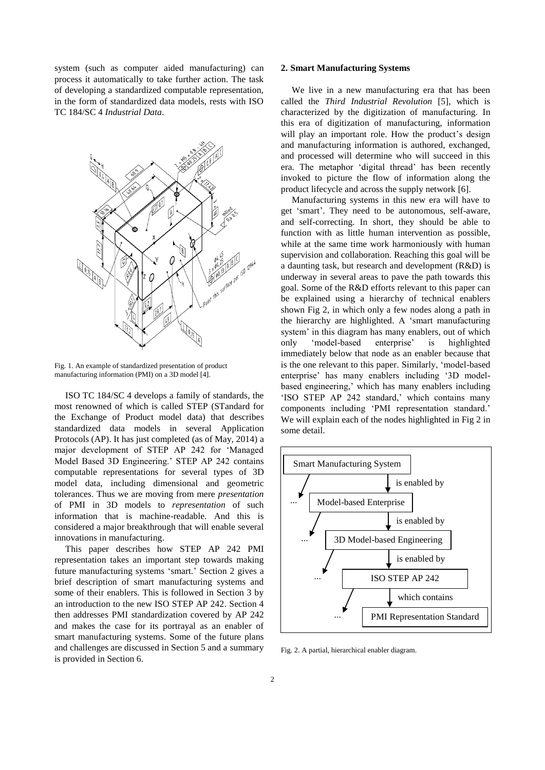system (such as computer aided manufacturing) can process it automatically to take further action. The task of developing a standardized computable representation, in the form of standardized data models, rests with ISO TC 184/SC 4 *Industrial Data*.

Fig. 1. An example of standardized presentation of product manufacturing information (PMI) on a 3D model [4].

ISO TC 184/SC 4 develops a family of standards, the most renowned of which is called STEP (STandard for the Exchange of Product model data) that describes standardized data models in several Application Protocols (AP). It has just completed (as of May, 2014) a major development of STEP AP 242 for 'Managed Model Based 3D Engineering.' STEP AP 242 contains computable representations for several types of 3D model data, including dimensional and geometric tolerances. Thus we are moving from mere *presentation* of PMI in 3D models to *representation* of such information that is machine-readable. And this is considered a major breakthrough that will enable several innovations in manufacturing.

This paper describes how STEP AP 242 PMI representation takes an important step towards making future manufacturing systems 'smart.' Section 2 gives a brief description of smart manufacturing systems and some of their enablers. This is followed in Section 3 by an introduction to the new ISO STEP AP 242. Section 4 then addresses PMI standardization covered by AP 242 and makes the case for its portrayal as an enabler of smart manufacturing systems. Some of the future plans and challenges are discussed in Section 5 and a summary is provided in Section 6.

## 2. Smart Manufacturing Systems

We live in a new manufacturing era that has been called the *Third Industrial Revolution* [5], which is characterized by the digitization of manufacturing. In this era of digitization of manufacturing, information will play an important role. How the product's design and manufacturing information is authored, exchanged, and processed will determine who will succeed in this era. The metaphor 'digital thread' has been recently invoked to picture the flow of information along the product lifecycle and across the supply network [6].

Manufacturing systems in this new era will have to get 'smart'. They need to be autonomous, self-aware, and self-correcting. In short, they should be able to function with as little human intervention as possible, while at the same time work harmoniously with human supervision and collaboration. Reaching this goal will be a daunting task, but research and development (R&D) is underway in several areas to pave the path towards this goal. Some of the R&D efforts relevant to this paper can be explained using a hierarchy of technical enablers shown Fig 2, in which only a few nodes along a path in the hierarchy are highlighted. A 'smart manufacturing system' in this diagram has many enablers, out of which only 'model-based enterprise' is highlighted immediately below that node as an enabler because that is the one relevant to this paper. Similarly, 'model-based enterprise' has many enablers including '3D model-based engineering,' which has many enablers including 'ISO STEP AP 242 standard,' which contains many components including 'PMI representation standard.' We will explain each of the nodes highlighted in Fig 2 in some detail.

Smart Manufacturing System → is enabled by → Model-based Enterprise → is enabled by → 3D Model-based Engineering → is enabled by → ISO STEP AP 242 → which contains → PMI Representation Standard

Fig. 2. A partial, hierarchical enabler diagram.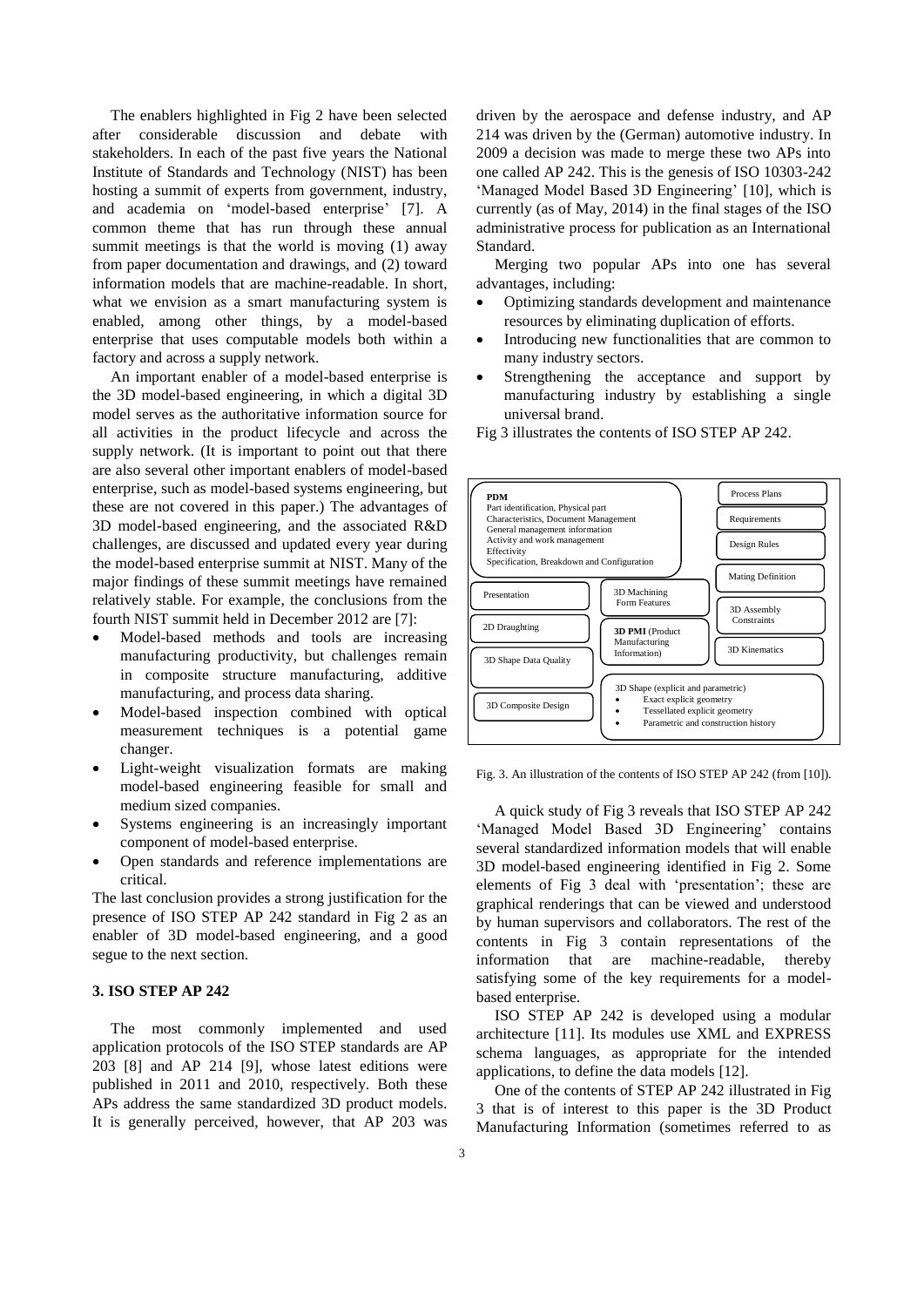The enablers highlighted in Fig 2 have been selected after considerable discussion and debate with stakeholders. In each of the past five years the National Institute of Standards and Technology (NIST) has been hosting a summit of experts from government, industry, and academia on 'model-based enterprise' [7]. A common theme that has run through these annual summit meetings is that the world is moving (1) away from paper documentation and drawings, and (2) toward information models that are machine-readable. In short, what we envision as a smart manufacturing system is enabled, among other things, by a model-based enterprise that uses computable models both within a factory and across a supply network.

An important enabler of a model-based enterprise is the 3D model-based engineering, in which a digital 3D model serves as the authoritative information source for all activities in the product lifecycle and across the supply network. (It is important to point out that there are also several other important enablers of model-based enterprise, such as model-based systems engineering, but these are not covered in this paper.) The advantages of 3D model-based engineering, and the associated R&D challenges, are discussed and updated every year during the model-based enterprise summit at NIST. Many of the major findings of these summit meetings have remained relatively stable. For example, the conclusions from the fourth NIST summit held in December 2012 are [7]:

- Model-based methods and tools are increasing manufacturing productivity, but challenges remain in composite structure manufacturing, additive manufacturing, and process data sharing.
- Model-based inspection combined with optical measurement techniques is a potential game changer.
- Light-weight visualization formats are making model-based engineering feasible for small and medium sized companies.
- Systems engineering is an increasingly important component of model-based enterprise.
- Open standards and reference implementations are critical.

The last conclusion provides a strong justification for the presence of ISO STEP AP 242 standard in Fig 2 as an enabler of 3D model-based engineering, and a good segue to the next section.

## 3. ISO STEP AP 242

The most commonly implemented and used application protocols of the ISO STEP standards are AP 203 [8] and AP 214 [9], whose latest editions were published in 2011 and 2010, respectively. Both these APs address the same standardized 3D product models. It is generally perceived, however, that AP 203 was driven by the aerospace and defense industry, and AP 214 was driven by the (German) automotive industry. In 2009 a decision was made to merge these two APs into one called AP 242. This is the genesis of ISO 10303-242 'Managed Model Based 3D Engineering' [10], which is currently (as of May, 2014) in the final stages of the ISO administrative process for publication as an International Standard.

Merging two popular APs into one has several advantages, including:

- Optimizing standards development and maintenance resources by eliminating duplication of efforts.
- Introducing new functionalities that are common to many industry sectors.
- Strengthening the acceptance and support by manufacturing industry by establishing a single universal brand.

Fig 3 illustrates the contents of ISO STEP AP 242.

**PDM**: Part identification, Physical part Characteristics, Document Management; General management information; Activity and work management; Effectivity; Specification, Breakdown and Configuration

Process Plans | Requirements | Design Rules | Mating Definition | 3D Assembly Constraints | 3D Kinematics

Presentation | 2D Draughting | 3D Shape Data Quality | 3D Composite Design | 3D Machining Form Features | **3D PMI** (Product Manufacturing Information)

3D Shape (explicit and parametric)
- Exact explicit geometry
- Tessellated explicit geometry
- Parametric and construction history

Fig. 3. An illustration of the contents of ISO STEP AP 242 (from [10]).

A quick study of Fig 3 reveals that ISO STEP AP 242 'Managed Model Based 3D Engineering' contains several standardized information models that will enable 3D model-based engineering identified in Fig 2. Some elements of Fig 3 deal with 'presentation'; these are graphical renderings that can be viewed and understood by human supervisors and collaborators. The rest of the contents in Fig 3 contain representations of the information that are machine-readable, thereby satisfying some of the key requirements for a model-based enterprise.

ISO STEP AP 242 is developed using a modular architecture [11]. Its modules use XML and EXPRESS schema languages, as appropriate for the intended applications, to define the data models [12].

One of the contents of STEP AP 242 illustrated in Fig 3 that is of interest to this paper is the 3D Product Manufacturing Information (sometimes referred to as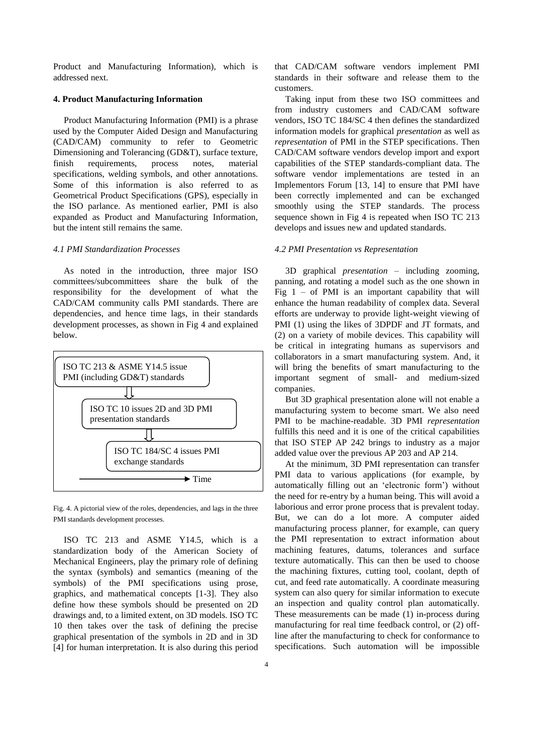Product and Manufacturing Information), which is addressed next.

## 4. Product Manufacturing Information

Product Manufacturing Information (PMI) is a phrase used by the Computer Aided Design and Manufacturing (CAD/CAM) community to refer to Geometric Dimensioning and Tolerancing (GD&T), surface texture, finish requirements, process notes, material specifications, welding symbols, and other annotations. Some of this information is also referred to as Geometrical Product Specifications (GPS), especially in the ISO parlance. As mentioned earlier, PMI is also expanded as Product and Manufacturing Information, but the intent still remains the same.

### *4.1 PMI Standardization Processes*

As noted in the introduction, three major ISO committees/subcommittees share the bulk of the responsibility for the development of what the CAD/CAM community calls PMI standards. There are dependencies, and hence time lags, in their standards development processes, as shown in Fig 4 and explained below.

ISO TC 213 & ASME Y14.5 issue PMI (including GD&T) standards

ISO TC 10 issues 2D and 3D PMI presentation standards

ISO TC 184/SC 4 issues PMI exchange standards

Time

Fig. 4. A pictorial view of the roles, dependencies, and lags in the three PMI standards development processes.

ISO TC 213 and ASME Y14.5, which is a standardization body of the American Society of Mechanical Engineers, play the primary role of defining the syntax (symbols) and semantics (meaning of the symbols) of the PMI specifications using prose, graphics, and mathematical concepts [1-3]. They also define how these symbols should be presented on 2D drawings and, to a limited extent, on 3D models. ISO TC 10 then takes over the task of defining the precise graphical presentation of the symbols in 2D and in 3D [4] for human interpretation. It is also during this period that CAD/CAM software vendors implement PMI standards in their software and release them to the customers.

Taking input from these two ISO committees and from industry customers and CAD/CAM software vendors, ISO TC 184/SC 4 then defines the standardized information models for graphical *presentation* as well as *representation* of PMI in the STEP specifications. Then CAD/CAM software vendors develop import and export capabilities of the STEP standards-compliant data. The software vendor implementations are tested in an Implementors Forum [13, 14] to ensure that PMI have been correctly implemented and can be exchanged smoothly using the STEP standards. The process sequence shown in Fig 4 is repeated when ISO TC 213 develops and issues new and updated standards.

### *4.2 PMI Presentation vs Representation*

3D graphical *presentation* – including zooming, panning, and rotating a model such as the one shown in Fig 1 – of PMI is an important capability that will enhance the human readability of complex data. Several efforts are underway to provide light-weight viewing of PMI (1) using the likes of 3DPDF and JT formats, and (2) on a variety of mobile devices. This capability will be critical in integrating humans as supervisors and collaborators in a smart manufacturing system. And, it will bring the benefits of smart manufacturing to the important segment of small- and medium-sized companies.

But 3D graphical presentation alone will not enable a manufacturing system to become smart. We also need PMI to be machine-readable. 3D PMI *representation* fulfills this need and it is one of the critical capabilities that ISO STEP AP 242 brings to industry as a major added value over the previous AP 203 and AP 214.

At the minimum, 3D PMI representation can transfer PMI data to various applications (for example, by automatically filling out an 'electronic form') without the need for re-entry by a human being. This will avoid a laborious and error prone process that is prevalent today. But, we can do a lot more. A computer aided manufacturing process planner, for example, can query the PMI representation to extract information about machining features, datums, tolerances and surface texture automatically. This can then be used to choose the machining fixtures, cutting tool, coolant, depth of cut, and feed rate automatically. A coordinate measuring system can also query for similar information to execute an inspection and quality control plan automatically. These measurements can be made (1) in-process during manufacturing for real time feedback control, or (2) off-line after the manufacturing to check for conformance to specifications. Such automation will be impossible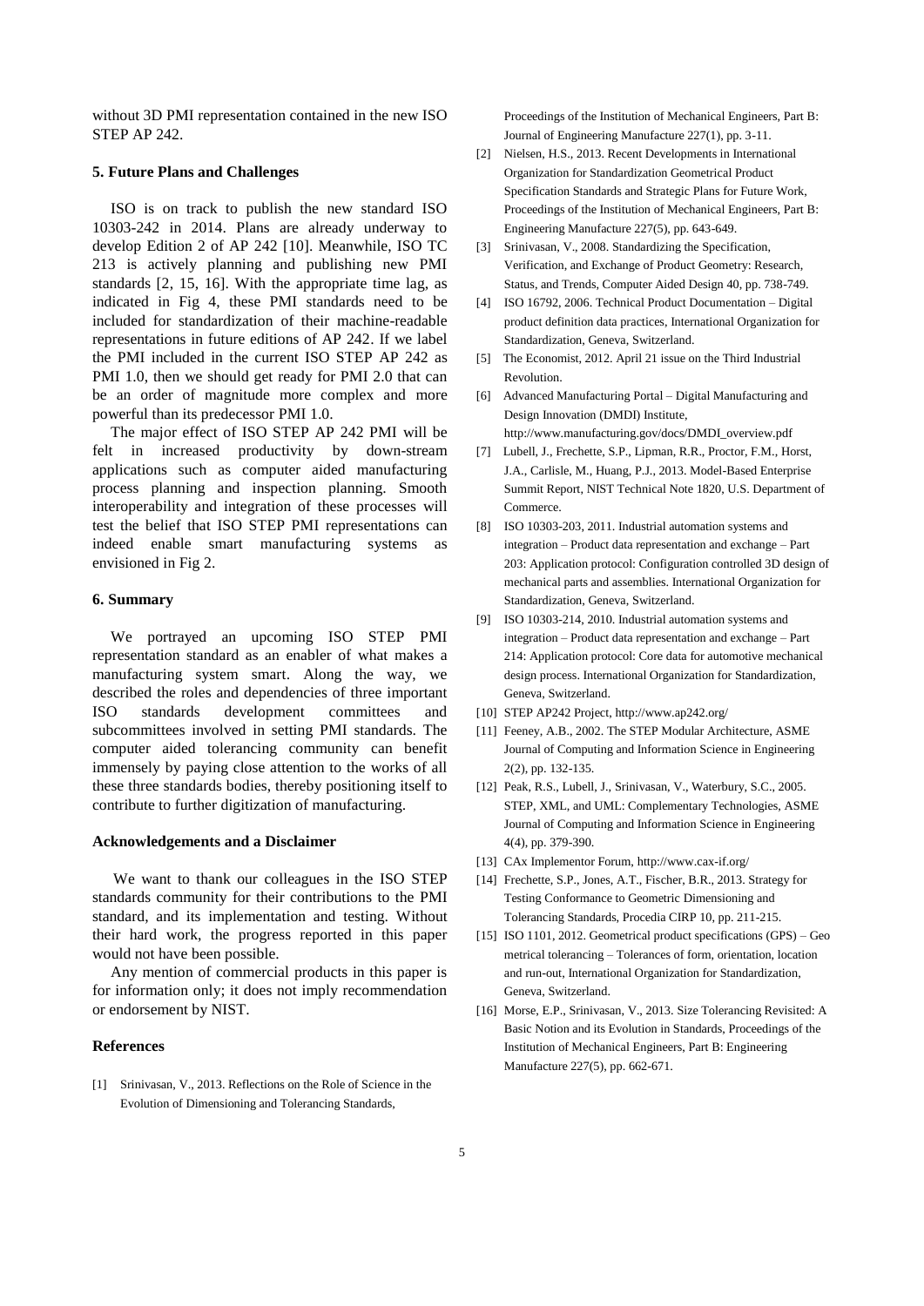without 3D PMI representation contained in the new ISO STEP AP 242.

## 5. Future Plans and Challenges

ISO is on track to publish the new standard ISO 10303-242 in 2014. Plans are already underway to develop Edition 2 of AP 242 [10]. Meanwhile, ISO TC 213 is actively planning and publishing new PMI standards [2, 15, 16]. With the appropriate time lag, as indicated in Fig 4, these PMI standards need to be included for standardization of their machine-readable representations in future editions of AP 242. If we label the PMI included in the current ISO STEP AP 242 as PMI 1.0, then we should get ready for PMI 2.0 that can be an order of magnitude more complex and more powerful than its predecessor PMI 1.0.

The major effect of ISO STEP AP 242 PMI will be felt in increased productivity by down-stream applications such as computer aided manufacturing process planning and inspection planning. Smooth interoperability and integration of these processes will test the belief that ISO STEP PMI representations can indeed enable smart manufacturing systems as envisioned in Fig 2.

## 6. Summary

We portrayed an upcoming ISO STEP PMI representation standard as an enabler of what makes a manufacturing system smart. Along the way, we described the roles and dependencies of three important ISO standards development committees and subcommittees involved in setting PMI standards. The computer aided tolerancing community can benefit immensely by paying close attention to the works of all these three standards bodies, thereby positioning itself to contribute to further digitization of manufacturing.

## Acknowledgements and a Disclaimer

We want to thank our colleagues in the ISO STEP standards community for their contributions to the PMI standard, and its implementation and testing. Without their hard work, the progress reported in this paper would not have been possible.

Any mention of commercial products in this paper is for information only; it does not imply recommendation or endorsement by NIST.

## References

[1] Srinivasan, V., 2013. Reflections on the Role of Science in the Evolution of Dimensioning and Tolerancing Standards, Proceedings of the Institution of Mechanical Engineers, Part B: Journal of Engineering Manufacture 227(1), pp. 3-11.

[2] Nielsen, H.S., 2013. Recent Developments in International Organization for Standardization Geometrical Product Specification Standards and Strategic Plans for Future Work, Proceedings of the Institution of Mechanical Engineers, Part B: Engineering Manufacture 227(5), pp. 643-649.

[3] Srinivasan, V., 2008. Standardizing the Specification, Verification, and Exchange of Product Geometry: Research, Status, and Trends, Computer Aided Design 40, pp. 738-749.

[4] ISO 16792, 2006. Technical Product Documentation – Digital product definition data practices, International Organization for Standardization, Geneva, Switzerland.

[5] The Economist, 2012. April 21 issue on the Third Industrial Revolution.

[6] Advanced Manufacturing Portal – Digital Manufacturing and Design Innovation (DMDI) Institute, http://www.manufacturing.gov/docs/DMDI_overview.pdf

[7] Lubell, J., Frechette, S.P., Lipman, R.R., Proctor, F.M., Horst, J.A., Carlisle, M., Huang, P.J., 2013. Model-Based Enterprise Summit Report, NIST Technical Note 1820, U.S. Department of Commerce.

[8] ISO 10303-203, 2011. Industrial automation systems and integration – Product data representation and exchange – Part 203: Application protocol: Configuration controlled 3D design of mechanical parts and assemblies. International Organization for Standardization, Geneva, Switzerland.

[9] ISO 10303-214, 2010. Industrial automation systems and integration – Product data representation and exchange – Part 214: Application protocol: Core data for automotive mechanical design process. International Organization for Standardization, Geneva, Switzerland.

[10] STEP AP242 Project, http://www.ap242.org/

[11] Feeney, A.B., 2002. The STEP Modular Architecture, ASME Journal of Computing and Information Science in Engineering 2(2), pp. 132-135.

[12] Peak, R.S., Lubell, J., Srinivasan, V., Waterbury, S.C., 2005. STEP, XML, and UML: Complementary Technologies, ASME Journal of Computing and Information Science in Engineering 4(4), pp. 379-390.

[13] CAx Implementor Forum, http://www.cax-if.org/

[14] Frechette, S.P., Jones, A.T., Fischer, B.R., 2013. Strategy for Testing Conformance to Geometric Dimensioning and Tolerancing Standards, Procedia CIRP 10, pp. 211-215.

[15] ISO 1101, 2012. Geometrical product specifications (GPS) – Geo metrical tolerancing – Tolerances of form, orientation, location and run-out, International Organization for Standardization, Geneva, Switzerland.

[16] Morse, E.P., Srinivasan, V., 2013. Size Tolerancing Revisited: A Basic Notion and its Evolution in Standards, Proceedings of the Institution of Mechanical Engineers, Part B: Engineering Manufacture 227(5), pp. 662-671.